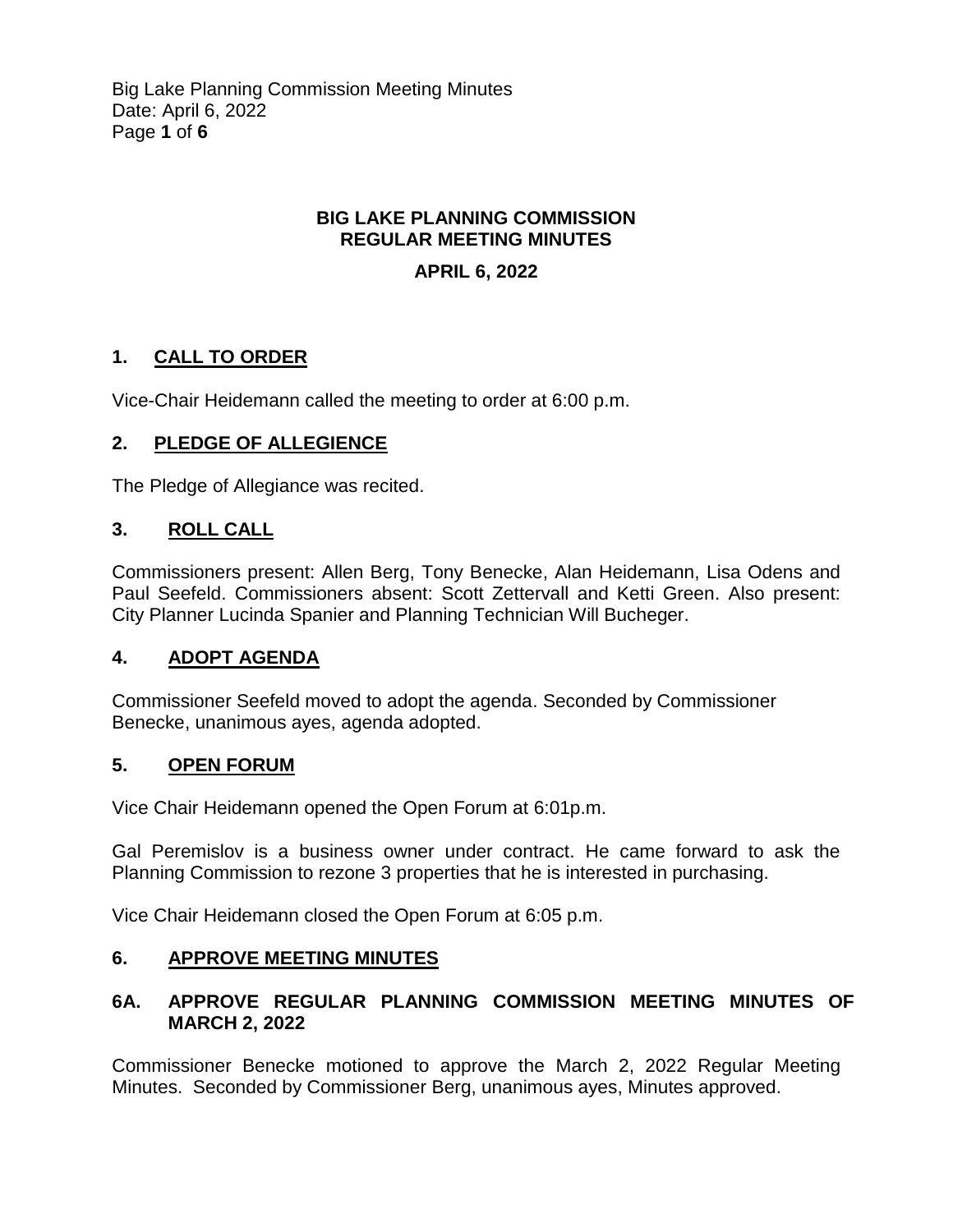# BIG LAKE PLANNING COMMISSION
# REGULAR MEETING MINUTES

## APRIL 6, 2022

## 1. CALL TO ORDER

Vice-Chair Heidemann called the meeting to order at 6:00 p.m.

## 2. PLEDGE OF ALLEGIENCE

The Pledge of Allegiance was recited.

## 3. ROLL CALL

Commissioners present: Allen Berg, Tony Benecke, Alan Heidemann, Lisa Odens and Paul Seefeld. Commissioners absent: Scott Zettervall and Ketti Green. Also present: City Planner Lucinda Spanier and Planning Technician Will Bucheger.

## 4. ADOPT AGENDA

Commissioner Seefeld moved to adopt the agenda. Seconded by Commissioner Benecke, unanimous ayes, agenda adopted.

## 5. OPEN FORUM

Vice Chair Heidemann opened the Open Forum at 6:01p.m.

Gal Peremislov is a business owner under contract. He came forward to ask the Planning Commission to rezone 3 properties that he is interested in purchasing.

Vice Chair Heidemann closed the Open Forum at 6:05 p.m.

## 6. APPROVE MEETING MINUTES

### 6A. APPROVE REGULAR PLANNING COMMISSION MEETING MINUTES OF MARCH 2, 2022

Commissioner Benecke motioned to approve the March 2, 2022 Regular Meeting Minutes. Seconded by Commissioner Berg, unanimous ayes, Minutes approved.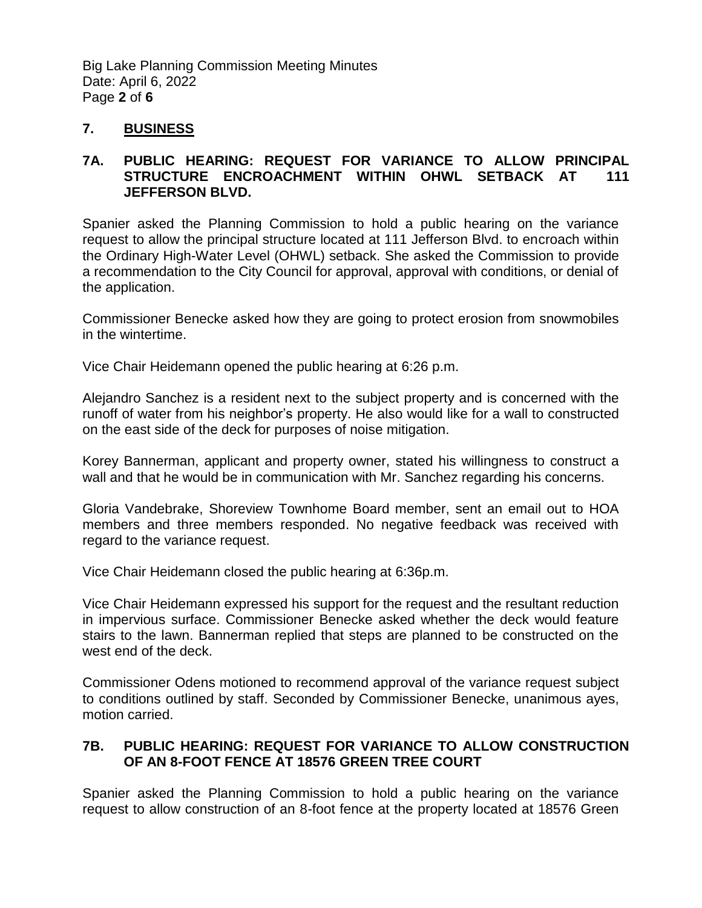## 7. BUSINESS

### 7A. PUBLIC HEARING: REQUEST FOR VARIANCE TO ALLOW PRINCIPAL STRUCTURE ENCROACHMENT WITHIN OHWL SETBACK AT 111 JEFFERSON BLVD.

Spanier asked the Planning Commission to hold a public hearing on the variance request to allow the principal structure located at 111 Jefferson Blvd. to encroach within the Ordinary High-Water Level (OHWL) setback. She asked the Commission to provide a recommendation to the City Council for approval, approval with conditions, or denial of the application.

Commissioner Benecke asked how they are going to protect erosion from snowmobiles in the wintertime.

Vice Chair Heidemann opened the public hearing at 6:26 p.m.

Alejandro Sanchez is a resident next to the subject property and is concerned with the runoff of water from his neighbor's property. He also would like for a wall to constructed on the east side of the deck for purposes of noise mitigation.

Korey Bannerman, applicant and property owner, stated his willingness to construct a wall and that he would be in communication with Mr. Sanchez regarding his concerns.

Gloria Vandebrake, Shoreview Townhome Board member, sent an email out to HOA members and three members responded. No negative feedback was received with regard to the variance request.

Vice Chair Heidemann closed the public hearing at 6:36p.m.

Vice Chair Heidemann expressed his support for the request and the resultant reduction in impervious surface. Commissioner Benecke asked whether the deck would feature stairs to the lawn. Bannerman replied that steps are planned to be constructed on the west end of the deck.

Commissioner Odens motioned to recommend approval of the variance request subject to conditions outlined by staff. Seconded by Commissioner Benecke, unanimous ayes, motion carried.

### 7B. PUBLIC HEARING: REQUEST FOR VARIANCE TO ALLOW CONSTRUCTION OF AN 8-FOOT FENCE AT 18576 GREEN TREE COURT

Spanier asked the Planning Commission to hold a public hearing on the variance request to allow construction of an 8-foot fence at the property located at 18576 Green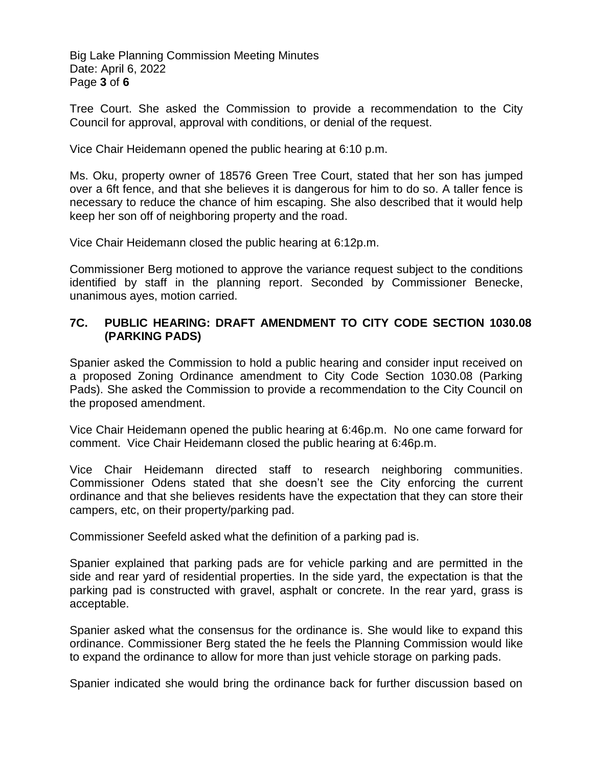Tree Court. She asked the Commission to provide a recommendation to the City Council for approval, approval with conditions, or denial of the request.

Vice Chair Heidemann opened the public hearing at 6:10 p.m.

Ms. Oku, property owner of 18576 Green Tree Court, stated that her son has jumped over a 6ft fence, and that she believes it is dangerous for him to do so. A taller fence is necessary to reduce the chance of him escaping. She also described that it would help keep her son off of neighboring property and the road.

Vice Chair Heidemann closed the public hearing at 6:12p.m.

Commissioner Berg motioned to approve the variance request subject to the conditions identified by staff in the planning report. Seconded by Commissioner Benecke, unanimous ayes, motion carried.

## 7C. PUBLIC HEARING: DRAFT AMENDMENT TO CITY CODE SECTION 1030.08 (PARKING PADS)

Spanier asked the Commission to hold a public hearing and consider input received on a proposed Zoning Ordinance amendment to City Code Section 1030.08 (Parking Pads). She asked the Commission to provide a recommendation to the City Council on the proposed amendment.

Vice Chair Heidemann opened the public hearing at 6:46p.m. No one came forward for comment. Vice Chair Heidemann closed the public hearing at 6:46p.m.

Vice Chair Heidemann directed staff to research neighboring communities. Commissioner Odens stated that she doesn't see the City enforcing the current ordinance and that she believes residents have the expectation that they can store their campers, etc, on their property/parking pad.

Commissioner Seefeld asked what the definition of a parking pad is.

Spanier explained that parking pads are for vehicle parking and are permitted in the side and rear yard of residential properties. In the side yard, the expectation is that the parking pad is constructed with gravel, asphalt or concrete. In the rear yard, grass is acceptable.

Spanier asked what the consensus for the ordinance is. She would like to expand this ordinance. Commissioner Berg stated the he feels the Planning Commission would like to expand the ordinance to allow for more than just vehicle storage on parking pads.

Spanier indicated she would bring the ordinance back for further discussion based on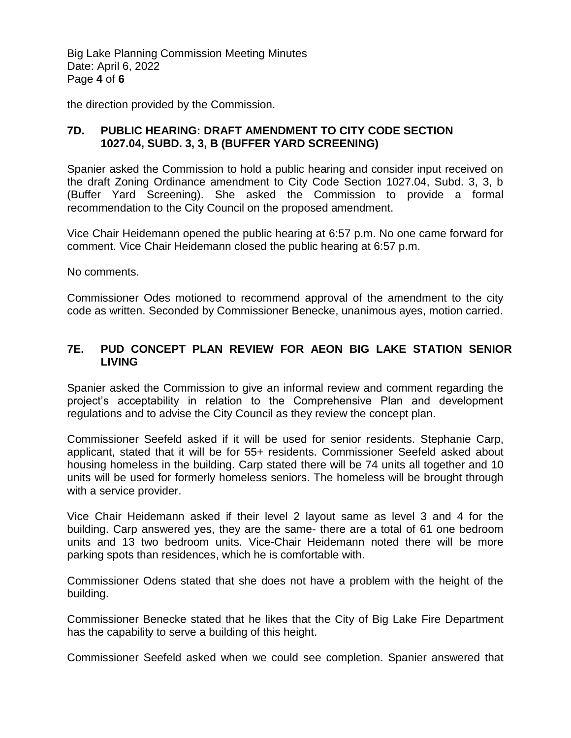the direction provided by the Commission.

## 7D. PUBLIC HEARING: DRAFT AMENDMENT TO CITY CODE SECTION 1027.04, SUBD. 3, 3, B (BUFFER YARD SCREENING)

Spanier asked the Commission to hold a public hearing and consider input received on the draft Zoning Ordinance amendment to City Code Section 1027.04, Subd. 3, 3, b (Buffer Yard Screening). She asked the Commission to provide a formal recommendation to the City Council on the proposed amendment.

Vice Chair Heidemann opened the public hearing at 6:57 p.m. No one came forward for comment. Vice Chair Heidemann closed the public hearing at 6:57 p.m.

No comments.

Commissioner Odes motioned to recommend approval of the amendment to the city code as written. Seconded by Commissioner Benecke, unanimous ayes, motion carried.

## 7E. PUD CONCEPT PLAN REVIEW FOR AEON BIG LAKE STATION SENIOR LIVING

Spanier asked the Commission to give an informal review and comment regarding the project's acceptability in relation to the Comprehensive Plan and development regulations and to advise the City Council as they review the concept plan.

Commissioner Seefeld asked if it will be used for senior residents. Stephanie Carp, applicant, stated that it will be for 55+ residents. Commissioner Seefeld asked about housing homeless in the building. Carp stated there will be 74 units all together and 10 units will be used for formerly homeless seniors. The homeless will be brought through with a service provider.

Vice Chair Heidemann asked if their level 2 layout same as level 3 and 4 for the building. Carp answered yes, they are the same- there are a total of 61 one bedroom units and 13 two bedroom units. Vice-Chair Heidemann noted there will be more parking spots than residences, which he is comfortable with.

Commissioner Odens stated that she does not have a problem with the height of the building.

Commissioner Benecke stated that he likes that the City of Big Lake Fire Department has the capability to serve a building of this height.

Commissioner Seefeld asked when we could see completion. Spanier answered that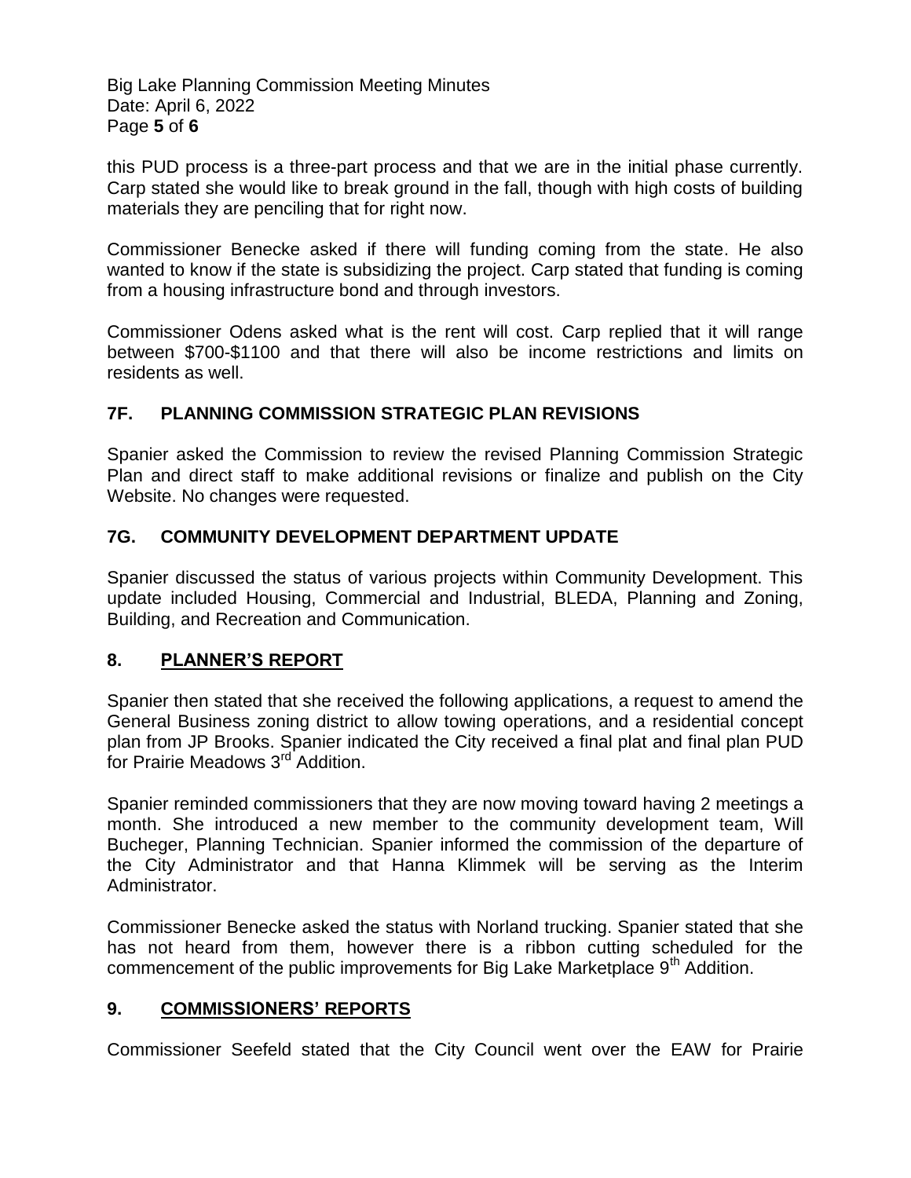this PUD process is a three-part process and that we are in the initial phase currently. Carp stated she would like to break ground in the fall, though with high costs of building materials they are penciling that for right now.

Commissioner Benecke asked if there will funding coming from the state. He also wanted to know if the state is subsidizing the project. Carp stated that funding is coming from a housing infrastructure bond and through investors.

Commissioner Odens asked what is the rent will cost. Carp replied that it will range between $700-$1100 and that there will also be income restrictions and limits on residents as well.

## 7F. PLANNING COMMISSION STRATEGIC PLAN REVISIONS

Spanier asked the Commission to review the revised Planning Commission Strategic Plan and direct staff to make additional revisions or finalize and publish on the City Website. No changes were requested.

## 7G. COMMUNITY DEVELOPMENT DEPARTMENT UPDATE

Spanier discussed the status of various projects within Community Development. This update included Housing, Commercial and Industrial, BLEDA, Planning and Zoning, Building, and Recreation and Communication.

## 8. PLANNER'S REPORT

Spanier then stated that she received the following applications, a request to amend the General Business zoning district to allow towing operations, and a residential concept plan from JP Brooks. Spanier indicated the City received a final plat and final plan PUD for Prairie Meadows 3rd Addition.

Spanier reminded commissioners that they are now moving toward having 2 meetings a month. She introduced a new member to the community development team, Will Bucheger, Planning Technician. Spanier informed the commission of the departure of the City Administrator and that Hanna Klimmek will be serving as the Interim Administrator.

Commissioner Benecke asked the status with Norland trucking. Spanier stated that she has not heard from them, however there is a ribbon cutting scheduled for the commencement of the public improvements for Big Lake Marketplace 9th Addition.

## 9. COMMISSIONERS' REPORTS

Commissioner Seefeld stated that the City Council went over the EAW for Prairie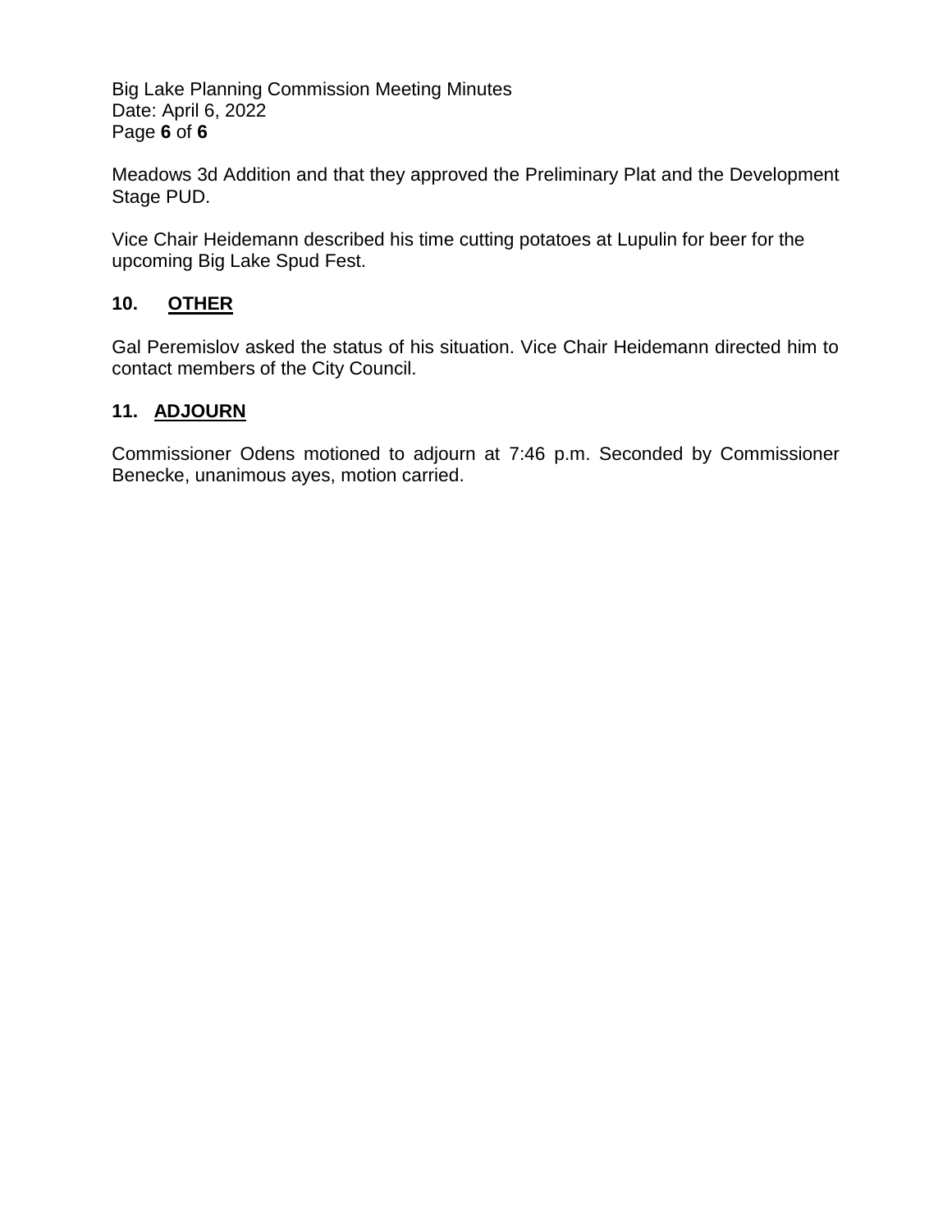Meadows 3d Addition and that they approved the Preliminary Plat and the Development Stage PUD.

Vice Chair Heidemann described his time cutting potatoes at Lupulin for beer for the upcoming Big Lake Spud Fest.

## 10. OTHER

Gal Peremislov asked the status of his situation. Vice Chair Heidemann directed him to contact members of the City Council.

## 11. ADJOURN

Commissioner Odens motioned to adjourn at 7:46 p.m. Seconded by Commissioner Benecke, unanimous ayes, motion carried.